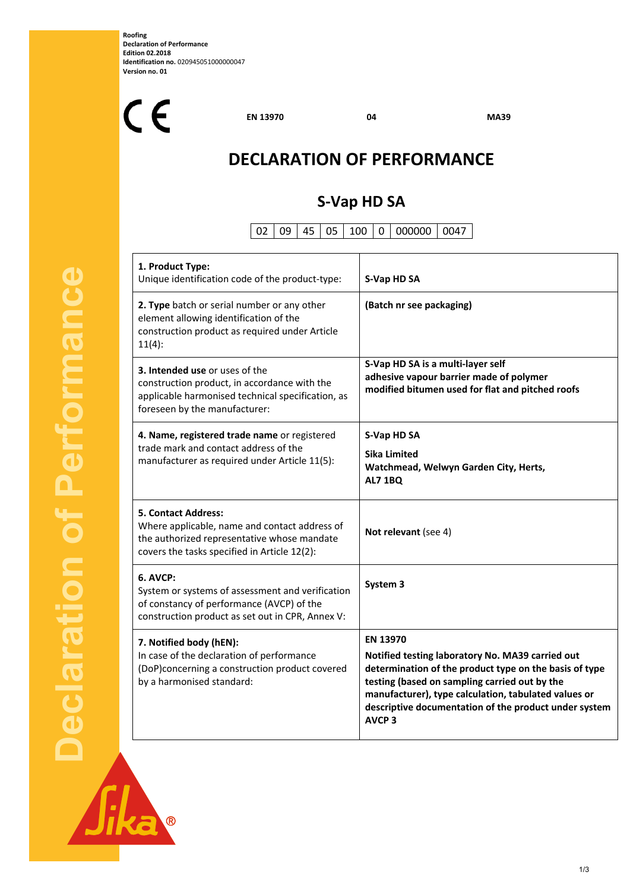**Roofing**
**Declaration of Performance**
**Edition 02.2018**
**Identification no.** 020945051000000047
**Version no. 01**

CE **EN 13970** **04** **MA39**

# DECLARATION OF PERFORMANCE

## S-Vap HD SA

| 02 | 09 | 45 | 05 | 100 | 0 | 000000 | 0047 |
|---|---|---|---|---|---|---|---|

| | |
|---|---|
| **1. Product Type:**<br>Unique identification code of the product-type: | **S-Vap HD SA** |
| **2. Type** batch or serial number or any other element allowing identification of the construction product as required under Article 11(4): | **(Batch nr see packaging)** |
| **3. Intended use** or uses of the construction product, in accordance with the applicable harmonised technical specification, as foreseen by the manufacturer: | **S-Vap HD SA is a multi-layer self adhesive vapour barrier made of polymer modified bitumen used for flat and pitched roofs** |
| **4. Name, registered trade name** or registered trade mark and contact address of the manufacturer as required under Article 11(5): | **S-Vap HD SA**<br>**Sika Limited**<br>**Watchmead, Welwyn Garden City, Herts, AL7 1BQ** |
| **5. Contact Address:**<br>Where applicable, name and contact address of the authorized representative whose mandate covers the tasks specified in Article 12(2): | **Not relevant** (see 4) |
| **6. AVCP:**<br>System or systems of assessment and verification of constancy of performance (AVCP) of the construction product as set out in CPR, Annex V: | **System 3** |
| **7. Notified body (hEN):**<br>In case of the declaration of performance (DoP)concerning a construction product covered by a harmonised standard: | **EN 13970**<br>**Notified testing laboratory No. MA39 carried out determination of the product type on the basis of type testing (based on sampling carried out by the manufacturer), type calculation, tabulated values or descriptive documentation of the product under system AVCP 3** |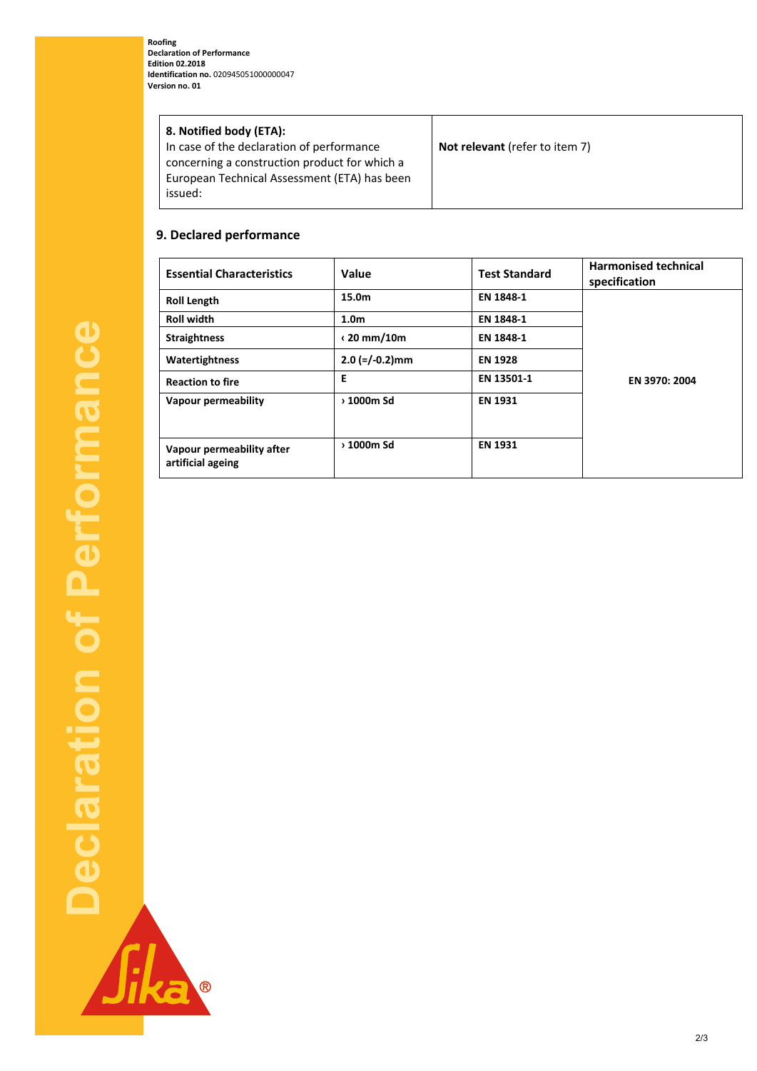| 8. Notified body (ETA): In case of the declaration of performance concerning a construction product for which a European Technical Assessment (ETA) has been issued: | **Not relevant** (refer to item 7) |
|---|---|

## 9. Declared performance

| Essential Characteristics | Value | Test Standard | Harmonised technical specification |
|---|---|---|---|
| **Roll Length** | **15.0m** | **EN 1848-1** | **EN 3970: 2004** |
| **Roll width** | **1.0m** | **EN 1848-1** | |
| **Straightness** | **‹ 20 mm/10m** | **EN 1848-1** | |
| **Watertightness** | **2.0 (=/-0.2)mm** | **EN 1928** | |
| **Reaction to fire** | **E** | **EN 13501-1** | |
| **Vapour permeability** | **› 1000m Sd** | **EN 1931** | |
| **Vapour permeability after artificial ageing** | **› 1000m Sd** | **EN 1931** | |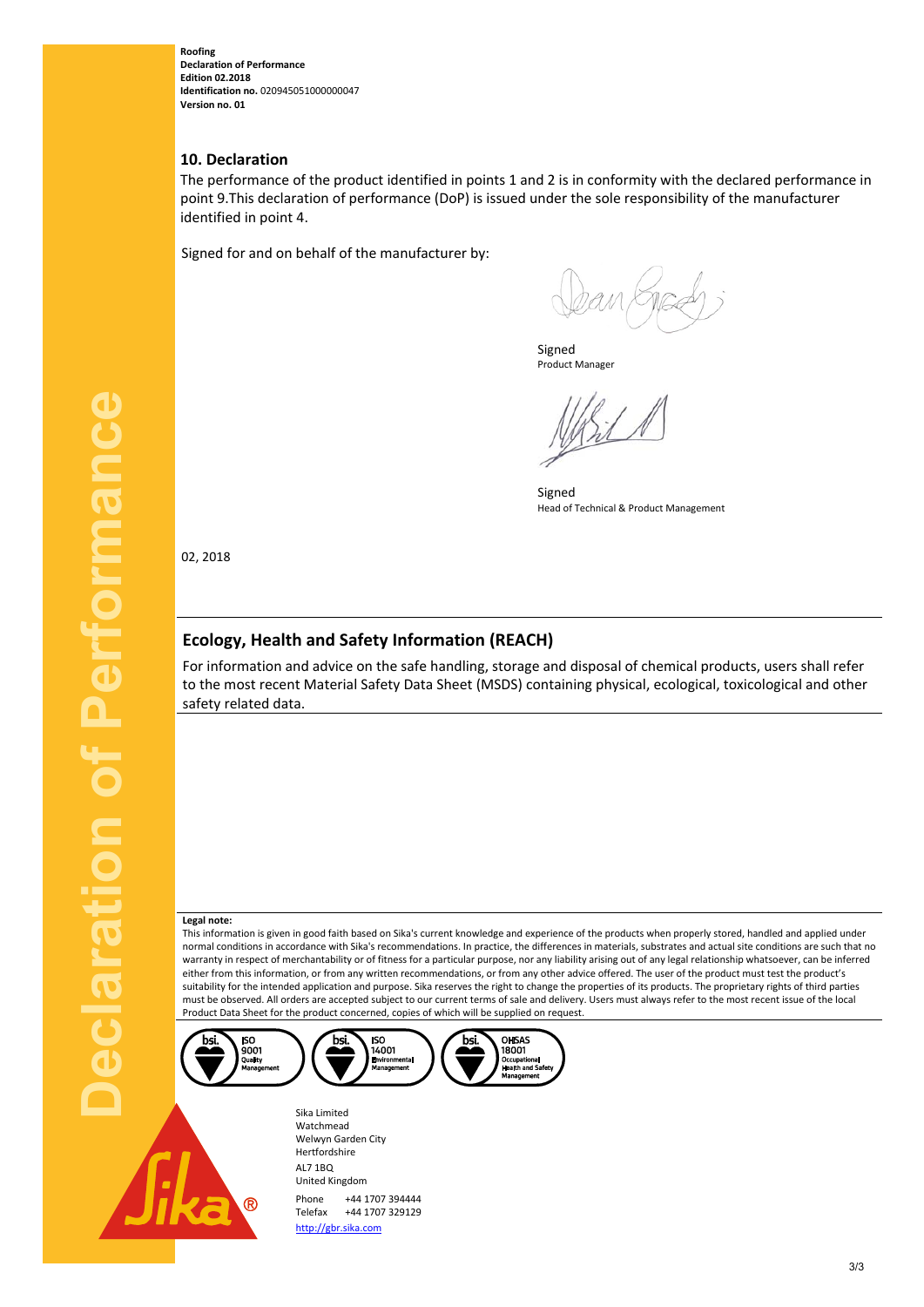**Roofing**
**Declaration of Performance**
**Edition 02.2018**
**Identification no.** 020945051000000047
**Version no. 01**

## 10. Declaration

The performance of the product identified in points 1 and 2 is in conformity with the declared performance in point 9.This declaration of performance (DoP) is issued under the sole responsibility of the manufacturer identified in point 4.

Signed for and on behalf of the manufacturer by:

Signed
Product Manager

Signed
Head of Technical & Product Management

02, 2018

## Ecology, Health and Safety Information (REACH)

For information and advice on the safe handling, storage and disposal of chemical products, users shall refer to the most recent Material Safety Data Sheet (MSDS) containing physical, ecological, toxicological and other safety related data.

**Legal note:**
This information is given in good faith based on Sika's current knowledge and experience of the products when properly stored, handled and applied under normal conditions in accordance with Sika's recommendations. In practice, the differences in materials, substrates and actual site conditions are such that no warranty in respect of merchantability or of fitness for a particular purpose, nor any liability arising out of any legal relationship whatsoever, can be inferred either from this information, or from any written recommendations, or from any other advice offered. The user of the product must test the product's suitability for the intended application and purpose. Sika reserves the right to change the properties of its products. The proprietary rights of third parties must be observed. All orders are accepted subject to our current terms of sale and delivery. Users must always refer to the most recent issue of the local Product Data Sheet for the product concerned, copies of which will be supplied on request.

bsi. ISO 9001 Quality Management
bsi. ISO 14001 Environmental Management
bsi. OHSAS 18001 Occupational Health and Safety Management

Sika Limited
Watchmead
Welwyn Garden City
Hertfordshire
AL7 1BQ
United Kingdom

Phone +44 1707 394444
Telefax +44 1707 329129
http://gbr.sika.com